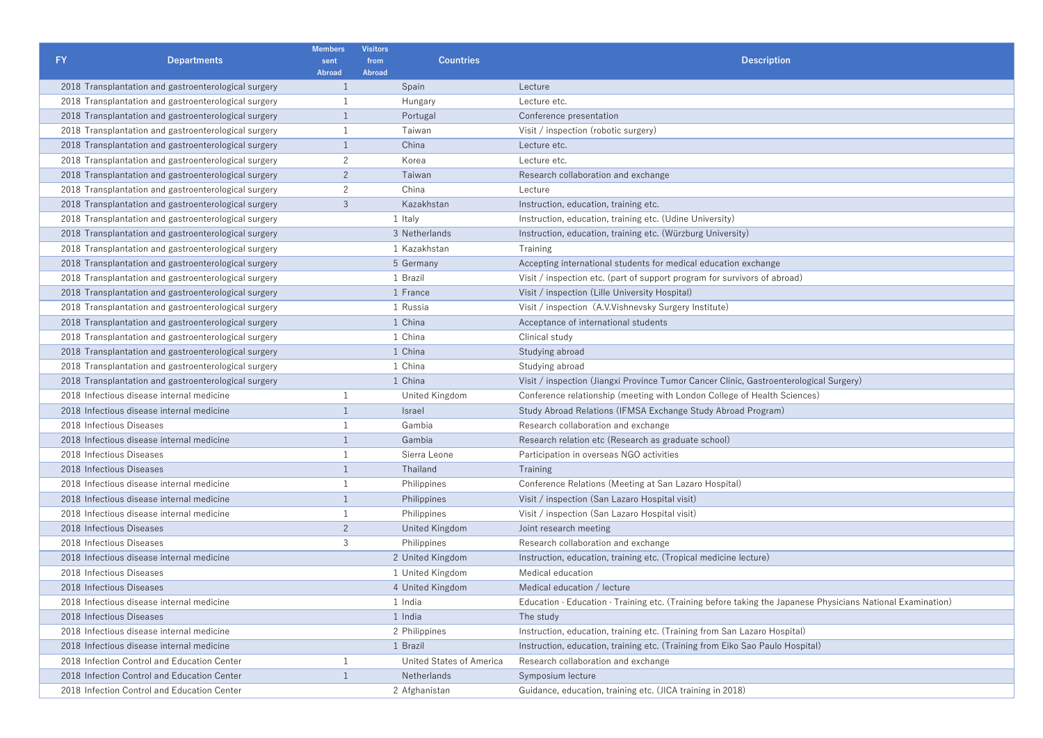| FY | Departments | Members sent Abroad | Visitors from Abroad | Countries | Description |
|---|---|---|---|---|---|
| 2018 | Transplantation and gastroenterological surgery | 1 | | Spain | Lecture |
| 2018 | Transplantation and gastroenterological surgery | 1 | | Hungary | Lecture etc. |
| 2018 | Transplantation and gastroenterological surgery | 1 | | Portugal | Conference presentation |
| 2018 | Transplantation and gastroenterological surgery | 1 | | Taiwan | Visit / inspection (robotic surgery) |
| 2018 | Transplantation and gastroenterological surgery | 1 | | China | Lecture etc. |
| 2018 | Transplantation and gastroenterological surgery | 2 | | Korea | Lecture etc. |
| 2018 | Transplantation and gastroenterological surgery | 2 | | Taiwan | Research collaboration and exchange |
| 2018 | Transplantation and gastroenterological surgery | 2 | | China | Lecture |
| 2018 | Transplantation and gastroenterological surgery | 3 | | Kazakhstan | Instruction, education, training etc. |
| 2018 | Transplantation and gastroenterological surgery | | 1 | Italy | Instruction, education, training etc. (Udine University) |
| 2018 | Transplantation and gastroenterological surgery | | 3 | Netherlands | Instruction, education, training etc. (Würzburg University) |
| 2018 | Transplantation and gastroenterological surgery | | 1 | Kazakhstan | Training |
| 2018 | Transplantation and gastroenterological surgery | | 5 | Germany | Accepting international students for medical education exchange |
| 2018 | Transplantation and gastroenterological surgery | | 1 | Brazil | Visit / inspection etc. (part of support program for survivors of abroad) |
| 2018 | Transplantation and gastroenterological surgery | | 1 | France | Visit / inspection (Lille University Hospital) |
| 2018 | Transplantation and gastroenterological surgery | | 1 | Russia | Visit / inspection (A.V.Vishnevsky Surgery Institute) |
| 2018 | Transplantation and gastroenterological surgery | | 1 | China | Acceptance of international students |
| 2018 | Transplantation and gastroenterological surgery | | 1 | China | Clinical study |
| 2018 | Transplantation and gastroenterological surgery | | 1 | China | Studying abroad |
| 2018 | Transplantation and gastroenterological surgery | | 1 | China | Studying abroad |
| 2018 | Transplantation and gastroenterological surgery | | 1 | China | Visit / inspection (Jiangxi Province Tumor Cancer Clinic, Gastroenterological Surgery) |
| 2018 | Infectious disease internal medicine | 1 | | United Kingdom | Conference relationship (meeting with London College of Health Sciences) |
| 2018 | Infectious disease internal medicine | 1 | | Israel | Study Abroad Relations (IFMSA Exchange Study Abroad Program) |
| 2018 | Infectious Diseases | 1 | | Gambia | Research collaboration and exchange |
| 2018 | Infectious disease internal medicine | 1 | | Gambia | Research relation etc (Research as graduate school) |
| 2018 | Infectious Diseases | 1 | | Sierra Leone | Participation in overseas NGO activities |
| 2018 | Infectious Diseases | 1 | | Thailand | Training |
| 2018 | Infectious disease internal medicine | 1 | | Philippines | Conference Relations (Meeting at San Lazaro Hospital) |
| 2018 | Infectious disease internal medicine | 1 | | Philippines | Visit / inspection (San Lazaro Hospital visit) |
| 2018 | Infectious disease internal medicine | 1 | | Philippines | Visit / inspection (San Lazaro Hospital visit) |
| 2018 | Infectious Diseases | 2 | | United Kingdom | Joint research meeting |
| 2018 | Infectious Diseases | 3 | | Philippines | Research collaboration and exchange |
| 2018 | Infectious disease internal medicine | | 2 | United Kingdom | Instruction, education, training etc. (Tropical medicine lecture) |
| 2018 | Infectious Diseases | | 1 | United Kingdom | Medical education |
| 2018 | Infectious Diseases | | 4 | United Kingdom | Medical education / lecture |
| 2018 | Infectious disease internal medicine | | 1 | India | Education · Education · Training etc. (Training before taking the Japanese Physicians National Examination) |
| 2018 | Infectious Diseases | | 1 | India | The study |
| 2018 | Infectious disease internal medicine | | 2 | Philippines | Instruction, education, training etc. (Training from San Lazaro Hospital) |
| 2018 | Infectious disease internal medicine | | 1 | Brazil | Instruction, education, training etc. (Training from Eiko Sao Paulo Hospital) |
| 2018 | Infection Control and Education Center | 1 | | United States of America | Research collaboration and exchange |
| 2018 | Infection Control and Education Center | 1 | | Netherlands | Symposium lecture |
| 2018 | Infection Control and Education Center | | 2 | Afghanistan | Guidance, education, training etc. (JICA training in 2018) |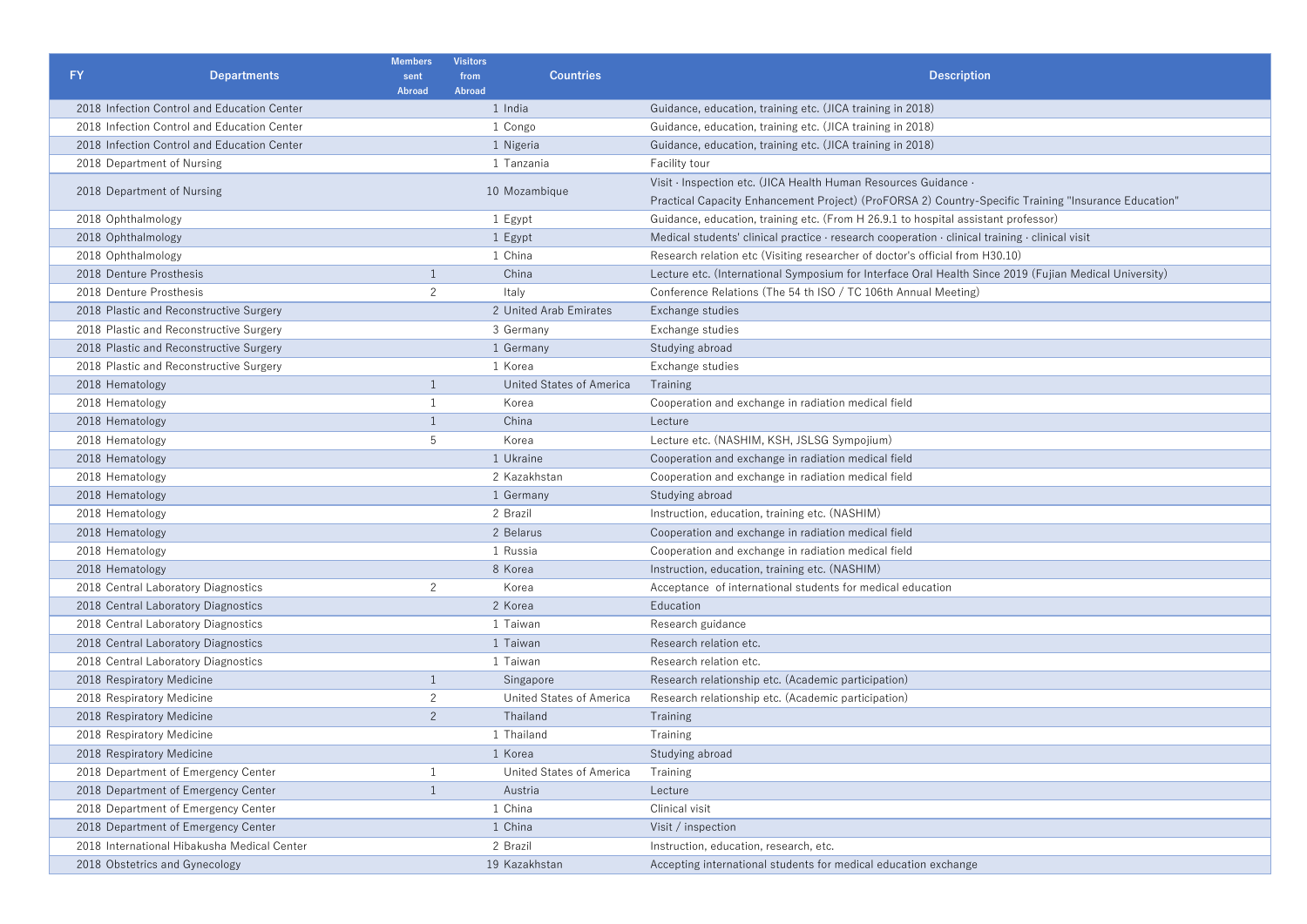| FY | Departments | Members sent Abroad | Visitors from Abroad | Countries | Description |
|---|---|---|---|---|---|
| 2018 | Infection Control and Education Center | | 1 | India | Guidance, education, training etc. (JICA training in 2018) |
| 2018 | Infection Control and Education Center | | 1 | Congo | Guidance, education, training etc. (JICA training in 2018) |
| 2018 | Infection Control and Education Center | | 1 | Nigeria | Guidance, education, training etc. (JICA training in 2018) |
| 2018 | Department of Nursing | | 1 | Tanzania | Facility tour |
| 2018 | Department of Nursing | | 10 | Mozambique | Visit · Inspection etc. (JICA Health Human Resources Guidance · Practical Capacity Enhancement Project) (ProFORSA 2) Country-Specific Training "Insurance Education" |
| 2018 | Ophthalmology | | 1 | Egypt | Guidance, education, training etc. (From H 26.9.1 to hospital assistant professor) |
| 2018 | Ophthalmology | | 1 | Egypt | Medical students' clinical practice · research cooperation · clinical training · clinical visit |
| 2018 | Ophthalmology | | 1 | China | Research relation etc (Visiting researcher of doctor's official from H30.10) |
| 2018 | Denture Prosthesis | 1 | | China | Lecture etc. (International Symposium for Interface Oral Health Since 2019 (Fujian Medical University) |
| 2018 | Denture Prosthesis | 2 | | Italy | Conference Relations (The 54 th ISO / TC 106th Annual Meeting) |
| 2018 | Plastic and Reconstructive Surgery | | 2 | United Arab Emirates | Exchange studies |
| 2018 | Plastic and Reconstructive Surgery | | 3 | Germany | Exchange studies |
| 2018 | Plastic and Reconstructive Surgery | | 1 | Germany | Studying abroad |
| 2018 | Plastic and Reconstructive Surgery | | 1 | Korea | Exchange studies |
| 2018 | Hematology | 1 | | United States of America | Training |
| 2018 | Hematology | 1 | | Korea | Cooperation and exchange in radiation medical field |
| 2018 | Hematology | 1 | | China | Lecture |
| 2018 | Hematology | 5 | | Korea | Lecture etc. (NASHIM, KSH, JSLSG Sympojium) |
| 2018 | Hematology | | 1 | Ukraine | Cooperation and exchange in radiation medical field |
| 2018 | Hematology | | 2 | Kazakhstan | Cooperation and exchange in radiation medical field |
| 2018 | Hematology | | 1 | Germany | Studying abroad |
| 2018 | Hematology | | 2 | Brazil | Instruction, education, training etc. (NASHIM) |
| 2018 | Hematology | | 2 | Belarus | Cooperation and exchange in radiation medical field |
| 2018 | Hematology | | 1 | Russia | Cooperation and exchange in radiation medical field |
| 2018 | Hematology | | 8 | Korea | Instruction, education, training etc. (NASHIM) |
| 2018 | Central Laboratory Diagnostics | 2 | | Korea | Acceptance of international students for medical education |
| 2018 | Central Laboratory Diagnostics | | 2 | Korea | Education |
| 2018 | Central Laboratory Diagnostics | | 1 | Taiwan | Research guidance |
| 2018 | Central Laboratory Diagnostics | | 1 | Taiwan | Research relation etc. |
| 2018 | Central Laboratory Diagnostics | | 1 | Taiwan | Research relation etc. |
| 2018 | Respiratory Medicine | 1 | | Singapore | Research relationship etc. (Academic participation) |
| 2018 | Respiratory Medicine | 2 | | United States of America | Research relationship etc. (Academic participation) |
| 2018 | Respiratory Medicine | 2 | | Thailand | Training |
| 2018 | Respiratory Medicine | | 1 | Thailand | Training |
| 2018 | Respiratory Medicine | | 1 | Korea | Studying abroad |
| 2018 | Department of Emergency Center | 1 | | United States of America | Training |
| 2018 | Department of Emergency Center | 1 | | Austria | Lecture |
| 2018 | Department of Emergency Center | | 1 | China | Clinical visit |
| 2018 | Department of Emergency Center | | 1 | China | Visit / inspection |
| 2018 | International Hibakusha Medical Center | | 2 | Brazil | Instruction, education, research, etc. |
| 2018 | Obstetrics and Gynecology | | 19 | Kazakhstan | Accepting international students for medical education exchange |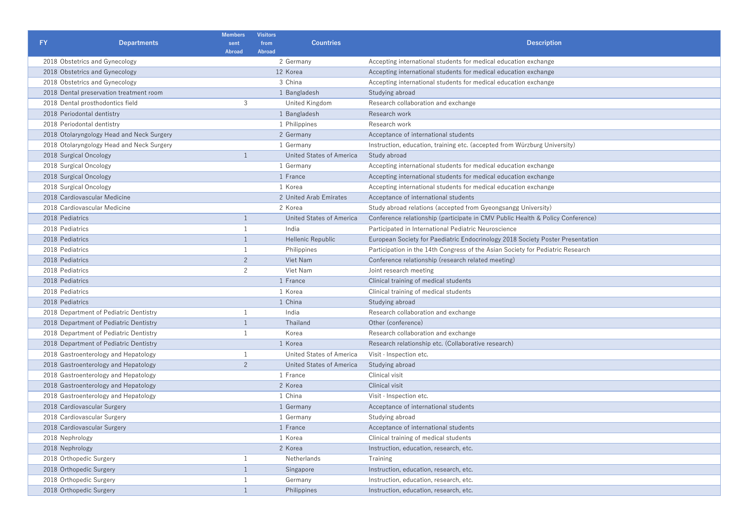| FY | Departments | Members sent Abroad | Visitors from Abroad | Countries | Description |
|---|---|---|---|---|---|
| 2018 | Obstetrics and Gynecology | | 2 | Germany | Accepting international students for medical education exchange |
| 2018 | Obstetrics and Gynecology | | 12 | Korea | Accepting international students for medical education exchange |
| 2018 | Obstetrics and Gynecology | | 3 | China | Accepting international students for medical education exchange |
| 2018 | Dental preservation treatment room | | 1 | Bangladesh | Studying abroad |
| 2018 | Dental prosthodontics field | 3 | | United Kingdom | Research collaboration and exchange |
| 2018 | Periodontal dentistry | | 1 | Bangladesh | Research work |
| 2018 | Periodontal dentistry | | 1 | Philippines | Research work |
| 2018 | Otolaryngology Head and Neck Surgery | | 2 | Germany | Acceptance of international students |
| 2018 | Otolaryngology Head and Neck Surgery | | 1 | Germany | Instruction, education, training etc. (accepted from Würzburg University) |
| 2018 | Surgical Oncology | 1 | | United States of America | Study abroad |
| 2018 | Surgical Oncology | | 1 | Germany | Accepting international students for medical education exchange |
| 2018 | Surgical Oncology | | 1 | France | Accepting international students for medical education exchange |
| 2018 | Surgical Oncology | | 1 | Korea | Accepting international students for medical education exchange |
| 2018 | Cardiovascular Medicine | | 2 | United Arab Emirates | Acceptance of international students |
| 2018 | Cardiovascular Medicine | | 2 | Korea | Study abroad relations (accepted from Gyeongsangg University) |
| 2018 | Pediatrics | 1 | | United States of America | Conference relationship (participate in CMV Public Health & Policy Conference) |
| 2018 | Pediatrics | 1 | | India | Participated in International Pediatric Neuroscience |
| 2018 | Pediatrics | 1 | | Hellenic Republic | European Society for Paediatric Endocrinology 2018 Society Poster Presentation |
| 2018 | Pediatrics | 1 | | Philippines | Participation in the 14th Congress of the Asian Society for Pediatric Research |
| 2018 | Pediatrics | 2 | | Viet Nam | Conference relationship (research related meeting) |
| 2018 | Pediatrics | 2 | | Viet Nam | Joint research meeting |
| 2018 | Pediatrics | | 1 | France | Clinical training of medical students |
| 2018 | Pediatrics | | 1 | Korea | Clinical training of medical students |
| 2018 | Pediatrics | | 1 | China | Studying abroad |
| 2018 | Department of Pediatric Dentistry | 1 | | India | Research collaboration and exchange |
| 2018 | Department of Pediatric Dentistry | 1 | | Thailand | Other (conference) |
| 2018 | Department of Pediatric Dentistry | 1 | | Korea | Research collaboration and exchange |
| 2018 | Department of Pediatric Dentistry | | 1 | Korea | Research relationship etc. (Collaborative research) |
| 2018 | Gastroenterology and Hepatology | 1 | | United States of America | Visit · Inspection etc. |
| 2018 | Gastroenterology and Hepatology | 2 | | United States of America | Studying abroad |
| 2018 | Gastroenterology and Hepatology | | 1 | France | Clinical visit |
| 2018 | Gastroenterology and Hepatology | | 2 | Korea | Clinical visit |
| 2018 | Gastroenterology and Hepatology | | 1 | China | Visit · Inspection etc. |
| 2018 | Cardiovascular Surgery | | 1 | Germany | Acceptance of international students |
| 2018 | Cardiovascular Surgery | | 1 | Germany | Studying abroad |
| 2018 | Cardiovascular Surgery | | 1 | France | Acceptance of international students |
| 2018 | Nephrology | | 1 | Korea | Clinical training of medical students |
| 2018 | Nephrology | | 2 | Korea | Instruction, education, research, etc. |
| 2018 | Orthopedic Surgery | 1 | | Netherlands | Training |
| 2018 | Orthopedic Surgery | 1 | | Singapore | Instruction, education, research, etc. |
| 2018 | Orthopedic Surgery | 1 | | Germany | Instruction, education, research, etc. |
| 2018 | Orthopedic Surgery | 1 | | Philippines | Instruction, education, research, etc. |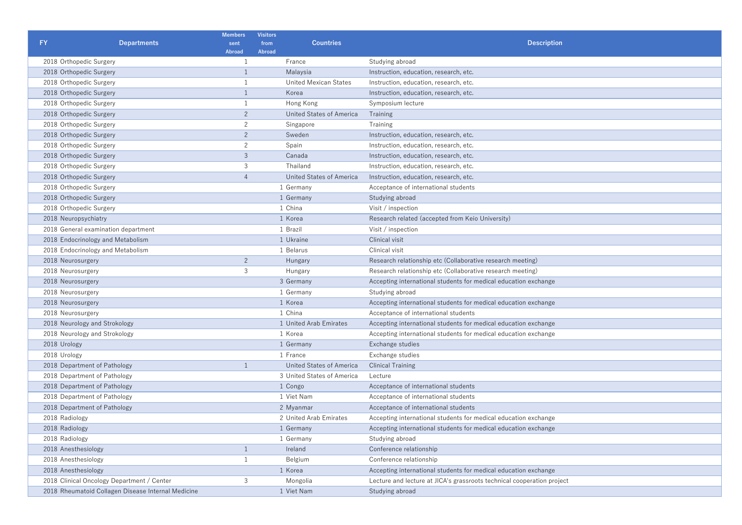| FY | Departments | Members sent Abroad | Visitors from Abroad | Countries | Description |
|---|---|---|---|---|---|
| 2018 | Orthopedic Surgery | 1 | | France | Studying abroad |
| 2018 | Orthopedic Surgery | 1 | | Malaysia | Instruction, education, research, etc. |
| 2018 | Orthopedic Surgery | 1 | | United Mexican States | Instruction, education, research, etc. |
| 2018 | Orthopedic Surgery | 1 | | Korea | Instruction, education, research, etc. |
| 2018 | Orthopedic Surgery | 1 | | Hong Kong | Symposium lecture |
| 2018 | Orthopedic Surgery | 2 | | United States of America | Training |
| 2018 | Orthopedic Surgery | 2 | | Singapore | Training |
| 2018 | Orthopedic Surgery | 2 | | Sweden | Instruction, education, research, etc. |
| 2018 | Orthopedic Surgery | 2 | | Spain | Instruction, education, research, etc. |
| 2018 | Orthopedic Surgery | 3 | | Canada | Instruction, education, research, etc. |
| 2018 | Orthopedic Surgery | 3 | | Thailand | Instruction, education, research, etc. |
| 2018 | Orthopedic Surgery | 4 | | United States of America | Instruction, education, research, etc. |
| 2018 | Orthopedic Surgery | | 1 | Germany | Acceptance of international students |
| 2018 | Orthopedic Surgery | | 1 | Germany | Studying abroad |
| 2018 | Orthopedic Surgery | | 1 | China | Visit / inspection |
| 2018 | Neuropsychiatry | | 1 | Korea | Research related (accepted from Keio University) |
| 2018 | General examination department | | 1 | Brazil | Visit / inspection |
| 2018 | Endocrinology and Metabolism | | 1 | Ukraine | Clinical visit |
| 2018 | Endocrinology and Metabolism | | 1 | Belarus | Clinical visit |
| 2018 | Neurosurgery | 2 | | Hungary | Research relationship etc (Collaborative research meeting) |
| 2018 | Neurosurgery | 3 | | Hungary | Research relationship etc (Collaborative research meeting) |
| 2018 | Neurosurgery | | 3 | Germany | Accepting international students for medical education exchange |
| 2018 | Neurosurgery | | 1 | Germany | Studying abroad |
| 2018 | Neurosurgery | | 1 | Korea | Accepting international students for medical education exchange |
| 2018 | Neurosurgery | | 1 | China | Acceptance of international students |
| 2018 | Neurology and Strokology | | 1 | United Arab Emirates | Accepting international students for medical education exchange |
| 2018 | Neurology and Strokology | | 1 | Korea | Accepting international students for medical education exchange |
| 2018 | Urology | | 1 | Germany | Exchange studies |
| 2018 | Urology | | 1 | France | Exchange studies |
| 2018 | Department of Pathology | 1 | | United States of America | Clinical Training |
| 2018 | Department of Pathology | | 3 | United States of America | Lecture |
| 2018 | Department of Pathology | | 1 | Congo | Acceptance of international students |
| 2018 | Department of Pathology | | 1 | Viet Nam | Acceptance of international students |
| 2018 | Department of Pathology | | 2 | Myanmar | Acceptance of international students |
| 2018 | Radiology | | 2 | United Arab Emirates | Accepting international students for medical education exchange |
| 2018 | Radiology | | 1 | Germany | Accepting international students for medical education exchange |
| 2018 | Radiology | | 1 | Germany | Studying abroad |
| 2018 | Anesthesiology | 1 | | Ireland | Conference relationship |
| 2018 | Anesthesiology | 1 | | Belgium | Conference relationship |
| 2018 | Anesthesiology | | 1 | Korea | Accepting international students for medical education exchange |
| 2018 | Clinical Oncology Department / Center | 3 | | Mongolia | Lecture and lecture at JICA's grassroots technical cooperation project |
| 2018 | Rheumatoid Collagen Disease Internal Medicine | | 1 | Viet Nam | Studying abroad |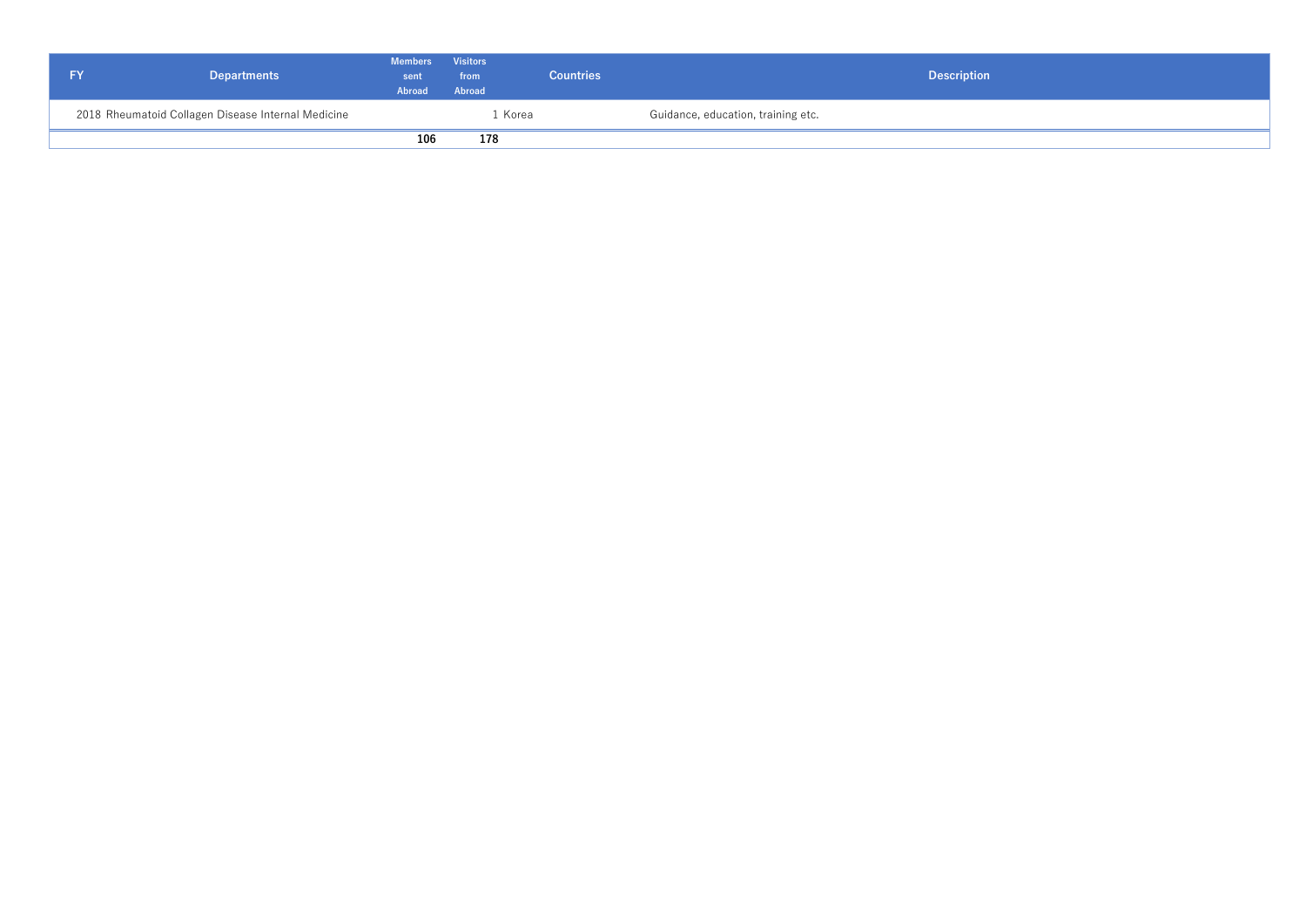| FY | Departments | Members sent Abroad | Visitors from Abroad | Countries | Description |
|---|---|---|---|---|---|
| 2018 | Rheumatoid Collagen Disease Internal Medicine | | 1 | Korea | Guidance, education, training etc. |
| | | **106** | **178** | | |